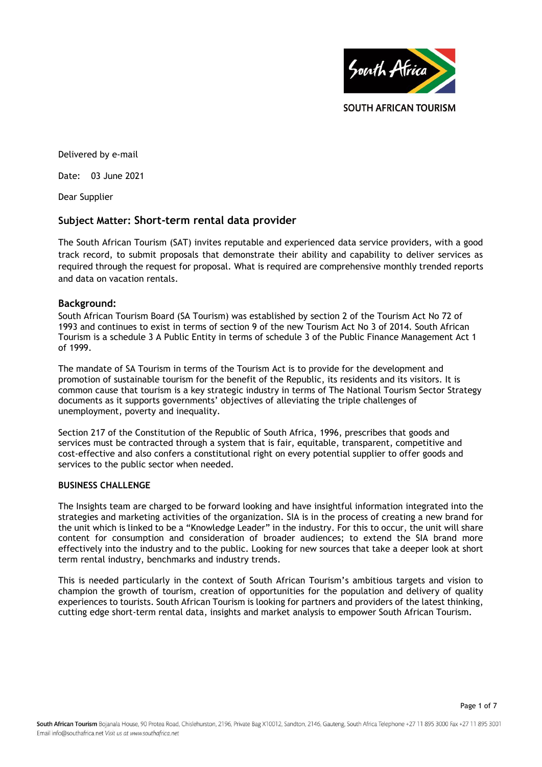SOUTH AFRICAN TOURISM

Delivered by e-mail

Date: 03 June 2021

Dear Supplier

## Subject Matter: Short-term rental data provider

The South African Tourism (SAT) invites reputable and experienced data service providers, with a good track record, to submit proposals that demonstrate their ability and capability to deliver services as required through the request for proposal. What is required are comprehensive monthly trended reports and data on vacation rentals.

### Background:

South African Tourism Board (SA Tourism) was established by section 2 of the Tourism Act No 72 of 1993 and continues to exist in terms of section 9 of the new Tourism Act No 3 of 2014. South African Tourism is a schedule 3 A Public Entity in terms of schedule 3 of the Public Finance Management Act 1 of 1999.

The mandate of SA Tourism in terms of the Tourism Act is to provide for the development and promotion of sustainable tourism for the benefit of the Republic, its residents and its visitors. It is common cause that tourism is a key strategic industry in terms of The National Tourism Sector Strategy documents as it supports governments' objectives of alleviating the triple challenges of unemployment, poverty and inequality.

Section 217 of the Constitution of the Republic of South Africa, 1996, prescribes that goods and services must be contracted through a system that is fair, equitable, transparent, competitive and cost-effective and also confers a constitutional right on every potential supplier to offer goods and services to the public sector when needed.

**BUSINESS CHALLENGE**

The Insights team are charged to be forward looking and have insightful information integrated into the strategies and marketing activities of the organization. SIA is in the process of creating a new brand for the unit which is linked to be a "Knowledge Leader" in the industry. For this to occur, the unit will share content for consumption and consideration of broader audiences; to extend the SIA brand more effectively into the industry and to the public. Looking for new sources that take a deeper look at short term rental industry, benchmarks and industry trends.

This is needed particularly in the context of South African Tourism's ambitious targets and vision to champion the growth of tourism, creation of opportunities for the population and delivery of quality experiences to tourists. South African Tourism is looking for partners and providers of the latest thinking, cutting edge short-term rental data, insights and market analysis to empower South African Tourism.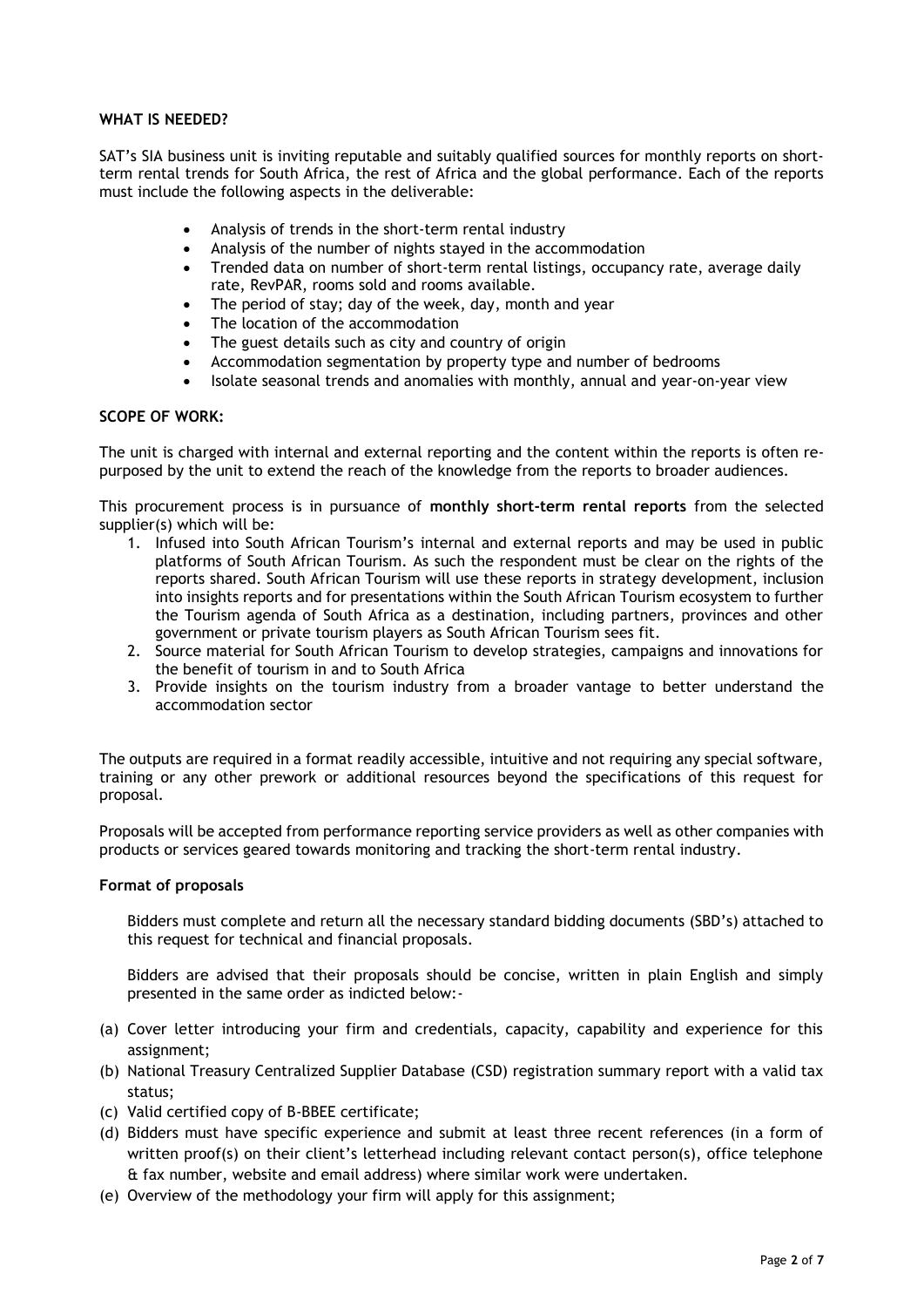**WHAT IS NEEDED?**

SAT's SIA business unit is inviting reputable and suitably qualified sources for monthly reports on short-term rental trends for South Africa, the rest of Africa and the global performance. Each of the reports must include the following aspects in the deliverable:

- Analysis of trends in the short-term rental industry
- Analysis of the number of nights stayed in the accommodation
- Trended data on number of short-term rental listings, occupancy rate, average daily rate, RevPAR, rooms sold and rooms available.
- The period of stay; day of the week, day, month and year
- The location of the accommodation
- The guest details such as city and country of origin
- Accommodation segmentation by property type and number of bedrooms
- Isolate seasonal trends and anomalies with monthly, annual and year-on-year view

**SCOPE OF WORK:**

The unit is charged with internal and external reporting and the content within the reports is often re-purposed by the unit to extend the reach of the knowledge from the reports to broader audiences.

This procurement process is in pursuance of **monthly short-term rental reports** from the selected supplier(s) which will be:

1. Infused into South African Tourism's internal and external reports and may be used in public platforms of South African Tourism. As such the respondent must be clear on the rights of the reports shared. South African Tourism will use these reports in strategy development, inclusion into insights reports and for presentations within the South African Tourism ecosystem to further the Tourism agenda of South Africa as a destination, including partners, provinces and other government or private tourism players as South African Tourism sees fit.
2. Source material for South African Tourism to develop strategies, campaigns and innovations for the benefit of tourism in and to South Africa
3. Provide insights on the tourism industry from a broader vantage to better understand the accommodation sector

The outputs are required in a format readily accessible, intuitive and not requiring any special software, training or any other prework or additional resources beyond the specifications of this request for proposal.

Proposals will be accepted from performance reporting service providers as well as other companies with products or services geared towards monitoring and tracking the short-term rental industry.

**Format of proposals**

Bidders must complete and return all the necessary standard bidding documents (SBD's) attached to this request for technical and financial proposals.

Bidders are advised that their proposals should be concise, written in plain English and simply presented in the same order as indicted below:-

(a) Cover letter introducing your firm and credentials, capacity, capability and experience for this assignment;
(b) National Treasury Centralized Supplier Database (CSD) registration summary report with a valid tax status;
(c) Valid certified copy of B-BBEE certificate;
(d) Bidders must have specific experience and submit at least three recent references (in a form of written proof(s) on their client's letterhead including relevant contact person(s), office telephone & fax number, website and email address) where similar work were undertaken.
(e) Overview of the methodology your firm will apply for this assignment;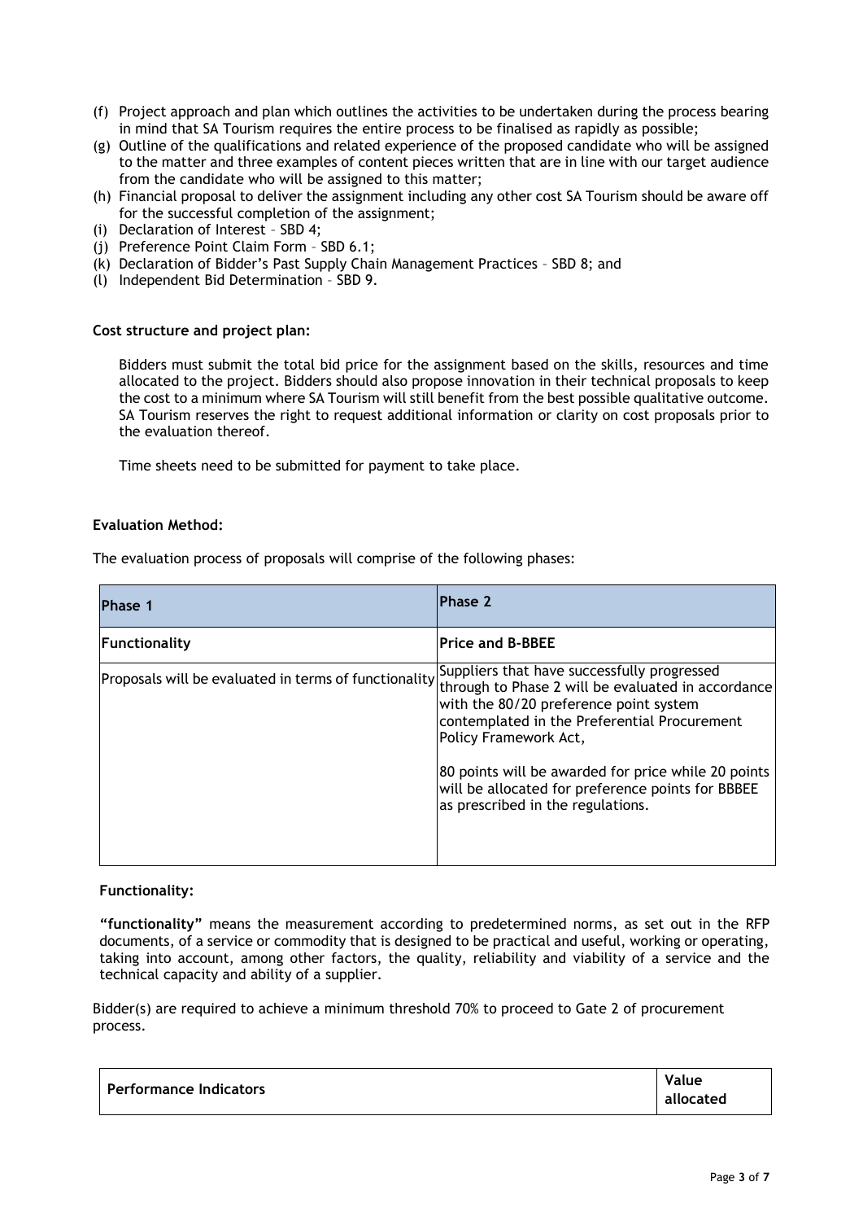(f) Project approach and plan which outlines the activities to be undertaken during the process bearing in mind that SA Tourism requires the entire process to be finalised as rapidly as possible;
(g) Outline of the qualifications and related experience of the proposed candidate who will be assigned to the matter and three examples of content pieces written that are in line with our target audience from the candidate who will be assigned to this matter;
(h) Financial proposal to deliver the assignment including any other cost SA Tourism should be aware off for the successful completion of the assignment;
(i) Declaration of Interest – SBD 4;
(j) Preference Point Claim Form – SBD 6.1;
(k) Declaration of Bidder's Past Supply Chain Management Practices – SBD 8; and
(l) Independent Bid Determination – SBD 9.

**Cost structure and project plan:**

Bidders must submit the total bid price for the assignment based on the skills, resources and time allocated to the project. Bidders should also propose innovation in their technical proposals to keep the cost to a minimum where SA Tourism will still benefit from the best possible qualitative outcome. SA Tourism reserves the right to request additional information or clarity on cost proposals prior to the evaluation thereof.

Time sheets need to be submitted for payment to take place.

**Evaluation Method:**

The evaluation process of proposals will comprise of the following phases:

| **Phase 1** | **Phase 2** |
|---|---|
| **Functionality** | **Price and B-BBEE** |
| Proposals will be evaluated in terms of functionality | Suppliers that have successfully progressed through to Phase 2 will be evaluated in accordance with the 80/20 preference point system contemplated in the Preferential Procurement Policy Framework Act,<br><br>80 points will be awarded for price while 20 points will be allocated for preference points for BBBEE as prescribed in the regulations. |

**Functionality:**

**"functionality"** means the measurement according to predetermined norms, as set out in the RFP documents, of a service or commodity that is designed to be practical and useful, working or operating, taking into account, among other factors, the quality, reliability and viability of a service and the technical capacity and ability of a supplier.

Bidder(s) are required to achieve a minimum threshold 70% to proceed to Gate 2 of procurement process.

| **Performance Indicators** | **Value allocated** |
|---|---|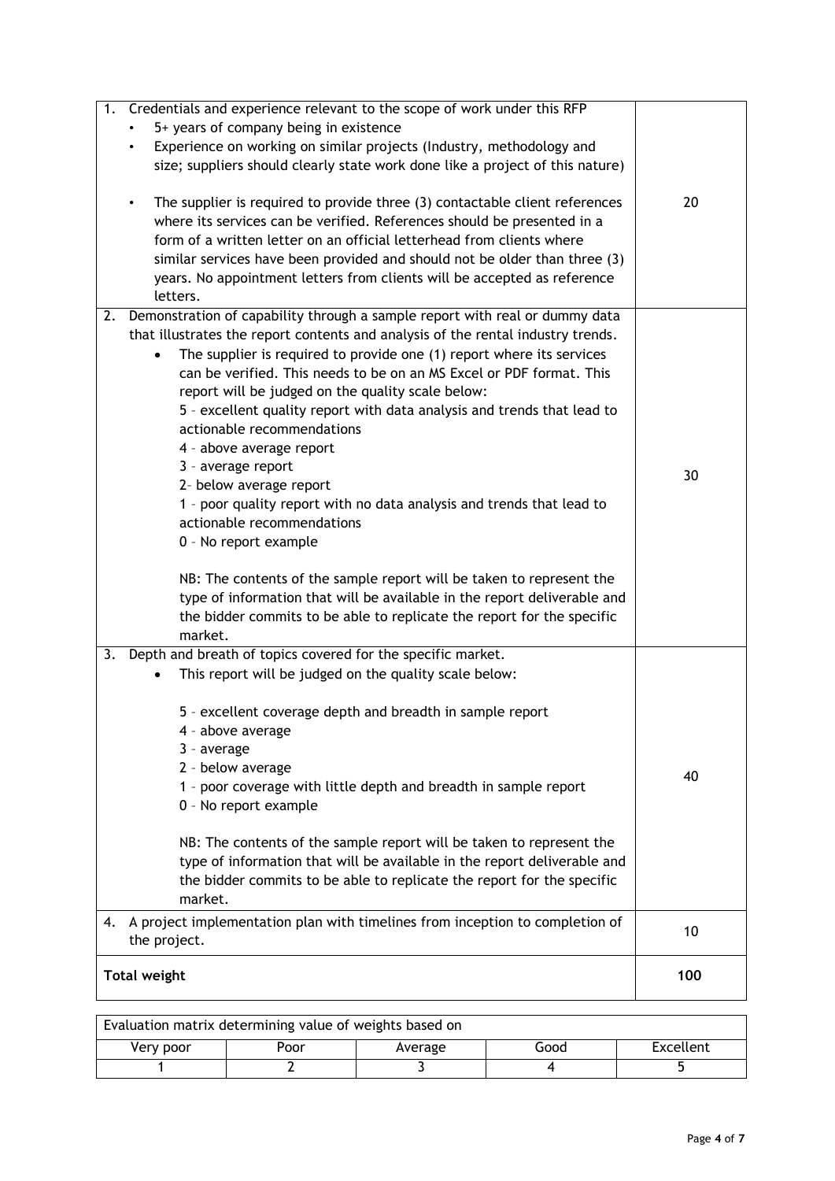| Criteria | Weight |
|---|---|
| 1. Credentials and experience relevant to the scope of work under this RFP<br>• 5+ years of company being in existence<br>• Experience on working on similar projects (Industry, methodology and size; suppliers should clearly state work done like a project of this nature)<br>• The supplier is required to provide three (3) contactable client references where its services can be verified. References should be presented in a form of a written letter on an official letterhead from clients where similar services have been provided and should not be older than three (3) years. No appointment letters from clients will be accepted as reference letters. | 20 |
| 2. Demonstration of capability through a sample report with real or dummy data that illustrates the report contents and analysis of the rental industry trends.<br>• The supplier is required to provide one (1) report where its services can be verified. This needs to be on an MS Excel or PDF format. This report will be judged on the quality scale below:<br>5 - excellent quality report with data analysis and trends that lead to actionable recommendations<br>4 - above average report<br>3 - average report<br>2- below average report<br>1 - poor quality report with no data analysis and trends that lead to actionable recommendations<br>0 - No report example<br><br>NB: The contents of the sample report will be taken to represent the type of information that will be available in the report deliverable and the bidder commits to be able to replicate the report for the specific market. | 30 |
| 3. Depth and breath of topics covered for the specific market.<br>• This report will be judged on the quality scale below:<br><br>5 - excellent coverage depth and breadth in sample report<br>4 - above average<br>3 - average<br>2 - below average<br>1 - poor coverage with little depth and breadth in sample report<br>0 - No report example<br><br>NB: The contents of the sample report will be taken to represent the type of information that will be available in the report deliverable and the bidder commits to be able to replicate the report for the specific market. | 40 |
| 4. A project implementation plan with timelines from inception to completion of the project. | 10 |
| **Total weight** | **100** |

| Evaluation matrix determining value of weights based on | | | | |
|---|---|---|---|---|
| Very poor | Poor | Average | Good | Excellent |
| 1 | 2 | 3 | 4 | 5 |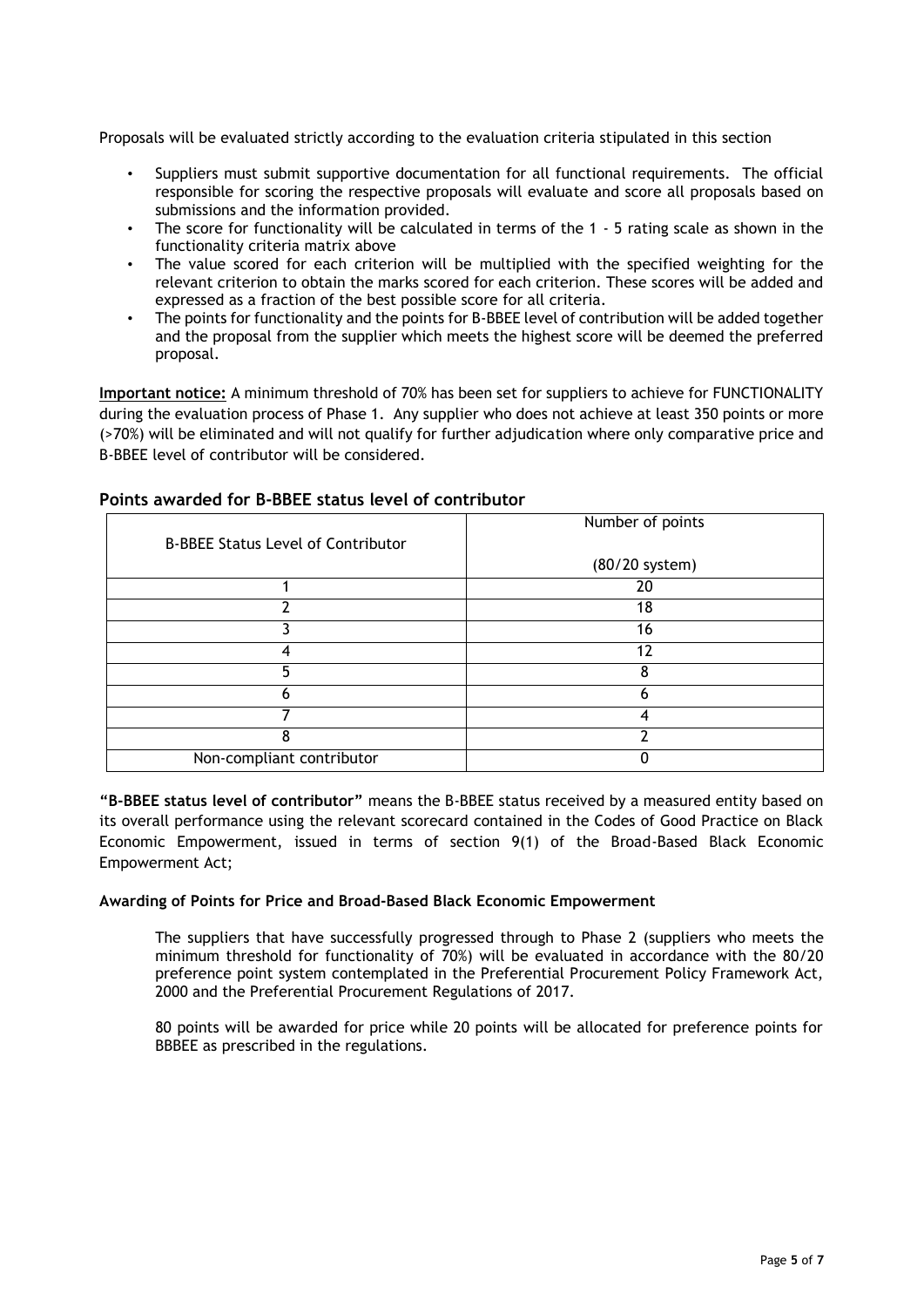Proposals will be evaluated strictly according to the evaluation criteria stipulated in this section

- Suppliers must submit supportive documentation for all functional requirements. The official responsible for scoring the respective proposals will evaluate and score all proposals based on submissions and the information provided.
- The score for functionality will be calculated in terms of the 1 - 5 rating scale as shown in the functionality criteria matrix above
- The value scored for each criterion will be multiplied with the specified weighting for the relevant criterion to obtain the marks scored for each criterion. These scores will be added and expressed as a fraction of the best possible score for all criteria.
- The points for functionality and the points for B-BBEE level of contribution will be added together and the proposal from the supplier which meets the highest score will be deemed the preferred proposal.

**Important notice:** A minimum threshold of 70% has been set for suppliers to achieve for FUNCTIONALITY during the evaluation process of Phase 1. Any supplier who does not achieve at least 350 points or more (>70%) will be eliminated and will not qualify for further adjudication where only comparative price and B-BBEE level of contributor will be considered.

## Points awarded for B-BBEE status level of contributor

| B-BBEE Status Level of Contributor | Number of points (80/20 system) |
|---|---|
| 1 | 20 |
| 2 | 18 |
| 3 | 16 |
| 4 | 12 |
| 5 | 8 |
| 6 | 6 |
| 7 | 4 |
| 8 | 2 |
| Non-compliant contributor | 0 |

**"B-BBEE status level of contributor"** means the B-BBEE status received by a measured entity based on its overall performance using the relevant scorecard contained in the Codes of Good Practice on Black Economic Empowerment, issued in terms of section 9(1) of the Broad-Based Black Economic Empowerment Act;

**Awarding of Points for Price and Broad-Based Black Economic Empowerment**

The suppliers that have successfully progressed through to Phase 2 (suppliers who meets the minimum threshold for functionality of 70%) will be evaluated in accordance with the 80/20 preference point system contemplated in the Preferential Procurement Policy Framework Act, 2000 and the Preferential Procurement Regulations of 2017.

80 points will be awarded for price while 20 points will be allocated for preference points for BBBEE as prescribed in the regulations.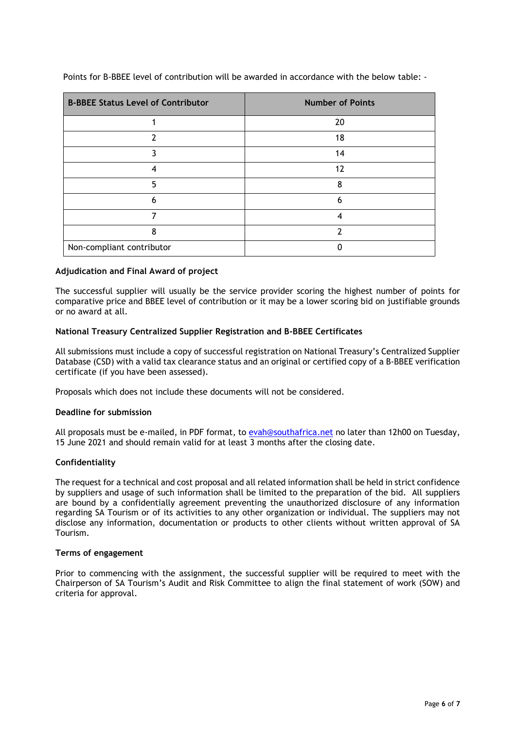Points for B-BBEE level of contribution will be awarded in accordance with the below table: -

| B-BBEE Status Level of Contributor | Number of Points |
|---|---|
| 1 | 20 |
| 2 | 18 |
| 3 | 14 |
| 4 | 12 |
| 5 | 8 |
| 6 | 6 |
| 7 | 4 |
| 8 | 2 |
| Non-compliant contributor | 0 |

**Adjudication and Final Award of project**

The successful supplier will usually be the service provider scoring the highest number of points for comparative price and BBEE level of contribution or it may be a lower scoring bid on justifiable grounds or no award at all.

**National Treasury Centralized Supplier Registration and B-BBEE Certificates**

All submissions must include a copy of successful registration on National Treasury's Centralized Supplier Database (CSD) with a valid tax clearance status and an original or certified copy of a B-BBEE verification certificate (if you have been assessed).

Proposals which does not include these documents will not be considered.

**Deadline for submission**

All proposals must be e-mailed, in PDF format, to evah@southafrica.net no later than 12h00 on Tuesday, 15 June 2021 and should remain valid for at least 3 months after the closing date.

**Confidentiality**

The request for a technical and cost proposal and all related information shall be held in strict confidence by suppliers and usage of such information shall be limited to the preparation of the bid. All suppliers are bound by a confidentially agreement preventing the unauthorized disclosure of any information regarding SA Tourism or of its activities to any other organization or individual. The suppliers may not disclose any information, documentation or products to other clients without written approval of SA Tourism.

**Terms of engagement**

Prior to commencing with the assignment, the successful supplier will be required to meet with the Chairperson of SA Tourism's Audit and Risk Committee to align the final statement of work (SOW) and criteria for approval.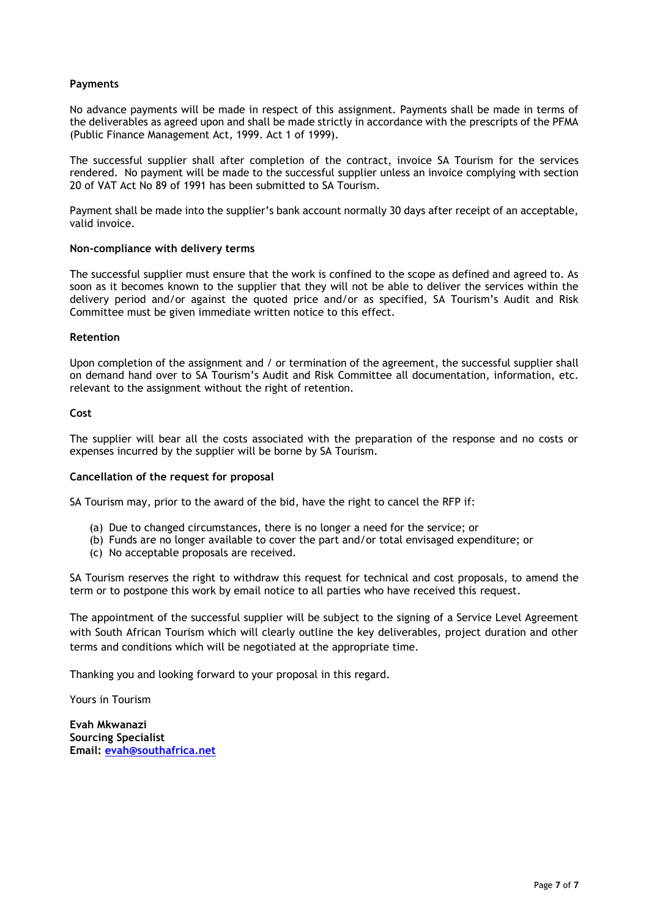**Payments**

No advance payments will be made in respect of this assignment. Payments shall be made in terms of the deliverables as agreed upon and shall be made strictly in accordance with the prescripts of the PFMA (Public Finance Management Act, 1999. Act 1 of 1999).

The successful supplier shall after completion of the contract, invoice SA Tourism for the services rendered. No payment will be made to the successful supplier unless an invoice complying with section 20 of VAT Act No 89 of 1991 has been submitted to SA Tourism.

Payment shall be made into the supplier's bank account normally 30 days after receipt of an acceptable, valid invoice.

**Non-compliance with delivery terms**

The successful supplier must ensure that the work is confined to the scope as defined and agreed to. As soon as it becomes known to the supplier that they will not be able to deliver the services within the delivery period and/or against the quoted price and/or as specified, SA Tourism's Audit and Risk Committee must be given immediate written notice to this effect.

**Retention**

Upon completion of the assignment and / or termination of the agreement, the successful supplier shall on demand hand over to SA Tourism's Audit and Risk Committee all documentation, information, etc. relevant to the assignment without the right of retention.

**Cost**

The supplier will bear all the costs associated with the preparation of the response and no costs or expenses incurred by the supplier will be borne by SA Tourism.

**Cancellation of the request for proposal**

SA Tourism may, prior to the award of the bid, have the right to cancel the RFP if:

(a) Due to changed circumstances, there is no longer a need for the service; or
(b) Funds are no longer available to cover the part and/or total envisaged expenditure; or
(c) No acceptable proposals are received.

SA Tourism reserves the right to withdraw this request for technical and cost proposals, to amend the term or to postpone this work by email notice to all parties who have received this request.

The appointment of the successful supplier will be subject to the signing of a Service Level Agreement with South African Tourism which will clearly outline the key deliverables, project duration and other terms and conditions which will be negotiated at the appropriate time.

Thanking you and looking forward to your proposal in this regard.

Yours in Tourism

**Evah Mkwanazi**
**Sourcing Specialist**
**Email: evah@southafrica.net**